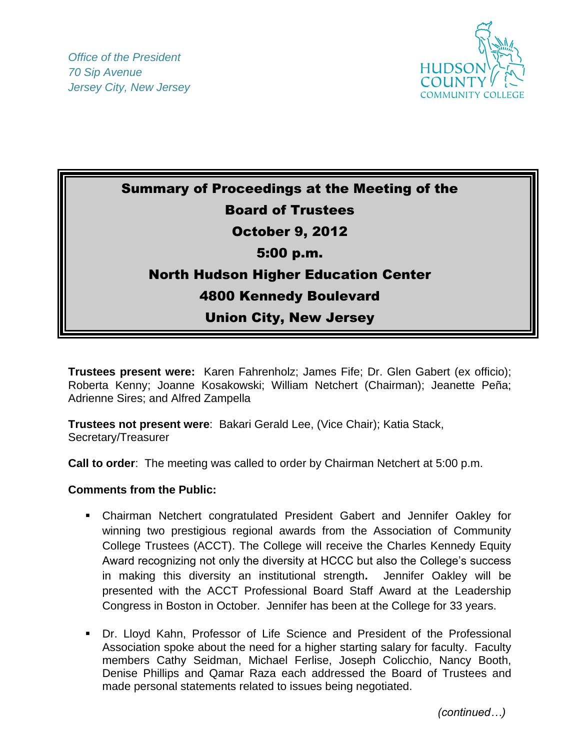*Office of the President*
*70 Sip Avenue*
*Jersey City, New Jersey*

HUDSON COUNTY COMMUNITY COLLEGE

# Summary of Proceedings at the Meeting of the Board of Trustees

**October 9, 2012**

**5:00 p.m.**

**North Hudson Higher Education Center**

**4800 Kennedy Boulevard**

**Union City, New Jersey**

**Trustees present were:** Karen Fahrenholz; James Fife; Dr. Glen Gabert (ex officio); Roberta Kenny; Joanne Kosakowski; William Netchert (Chairman); Jeanette Peña; Adrienne Sires; and Alfred Zampella

**Trustees not present were**: Bakari Gerald Lee, (Vice Chair); Katia Stack, Secretary/Treasurer

**Call to order**: The meeting was called to order by Chairman Netchert at 5:00 p.m.

**Comments from the Public:**

- Chairman Netchert congratulated President Gabert and Jennifer Oakley for winning two prestigious regional awards from the Association of Community College Trustees (ACCT). The College will receive the Charles Kennedy Equity Award recognizing not only the diversity at HCCC but also the College's success in making this diversity an institutional strength**.** Jennifer Oakley will be presented with the ACCT Professional Board Staff Award at the Leadership Congress in Boston in October. Jennifer has been at the College for 33 years.

- Dr. Lloyd Kahn, Professor of Life Science and President of the Professional Association spoke about the need for a higher starting salary for faculty. Faculty members Cathy Seidman, Michael Ferlise, Joseph Colicchio, Nancy Booth, Denise Phillips and Qamar Raza each addressed the Board of Trustees and made personal statements related to issues being negotiated.

*(continued…)*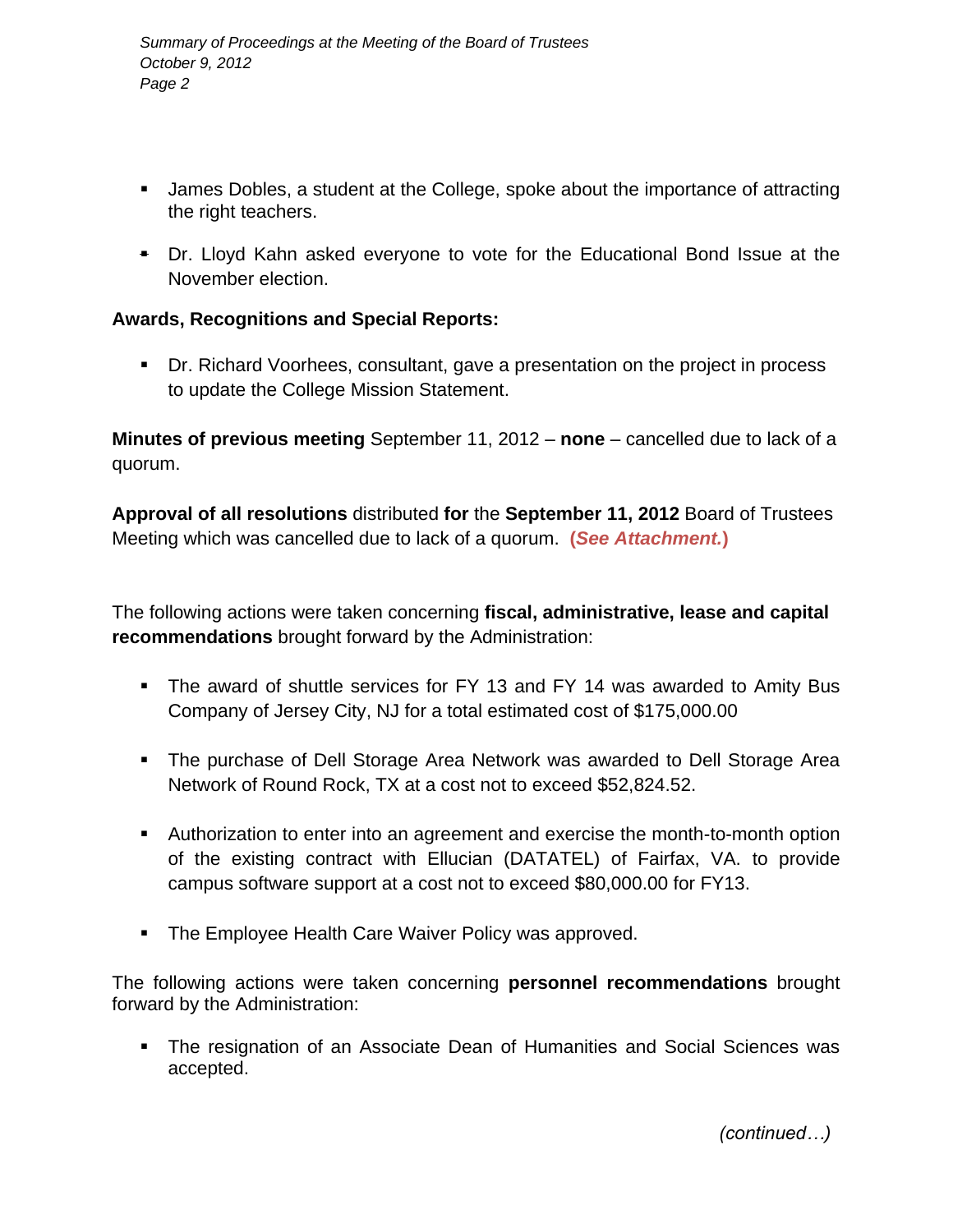- James Dobles, a student at the College, spoke about the importance of attracting the right teachers.

- Dr. Lloyd Kahn asked everyone to vote for the Educational Bond Issue at the November election.

**Awards, Recognitions and Special Reports:**

- Dr. Richard Voorhees, consultant, gave a presentation on the project in process to update the College Mission Statement.

**Minutes of previous meeting** September 11, 2012 – **none** – cancelled due to lack of a quorum.

**Approval of all resolutions** distributed **for** the **September 11, 2012** Board of Trustees Meeting which was cancelled due to lack of a quorum. **(*See Attachment.*)**

The following actions were taken concerning **fiscal, administrative, lease and capital recommendations** brought forward by the Administration:

- The award of shuttle services for FY 13 and FY 14 was awarded to Amity Bus Company of Jersey City, NJ for a total estimated cost of $175,000.00

- The purchase of Dell Storage Area Network was awarded to Dell Storage Area Network of Round Rock, TX at a cost not to exceed $52,824.52.

- Authorization to enter into an agreement and exercise the month-to-month option of the existing contract with Ellucian (DATATEL) of Fairfax, VA. to provide campus software support at a cost not to exceed $80,000.00 for FY13.

- The Employee Health Care Waiver Policy was approved.

The following actions were taken concerning **personnel recommendations** brought forward by the Administration:

- The resignation of an Associate Dean of Humanities and Social Sciences was accepted.

*(continued…)*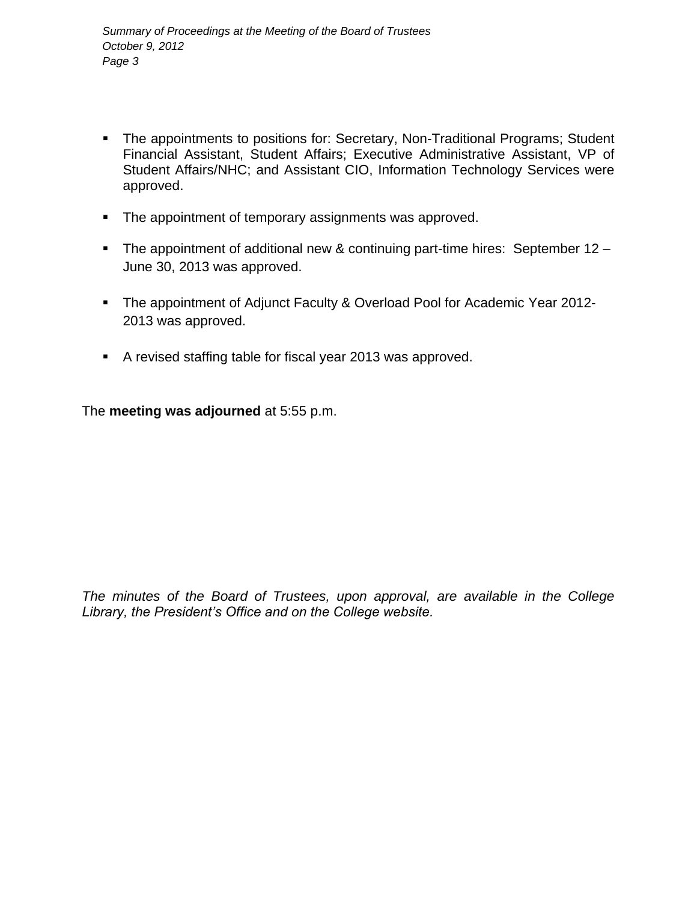- The appointments to positions for: Secretary, Non-Traditional Programs; Student Financial Assistant, Student Affairs; Executive Administrative Assistant, VP of Student Affairs/NHC; and Assistant CIO, Information Technology Services were approved.
- The appointment of temporary assignments was approved.
- The appointment of additional new & continuing part-time hires: September 12 – June 30, 2013 was approved.
- The appointment of Adjunct Faculty & Overload Pool for Academic Year 2012-2013 was approved.
- A revised staffing table for fiscal year 2013 was approved.

The **meeting was adjourned** at 5:55 p.m.

*The minutes of the Board of Trustees, upon approval, are available in the College Library, the President's Office and on the College website.*